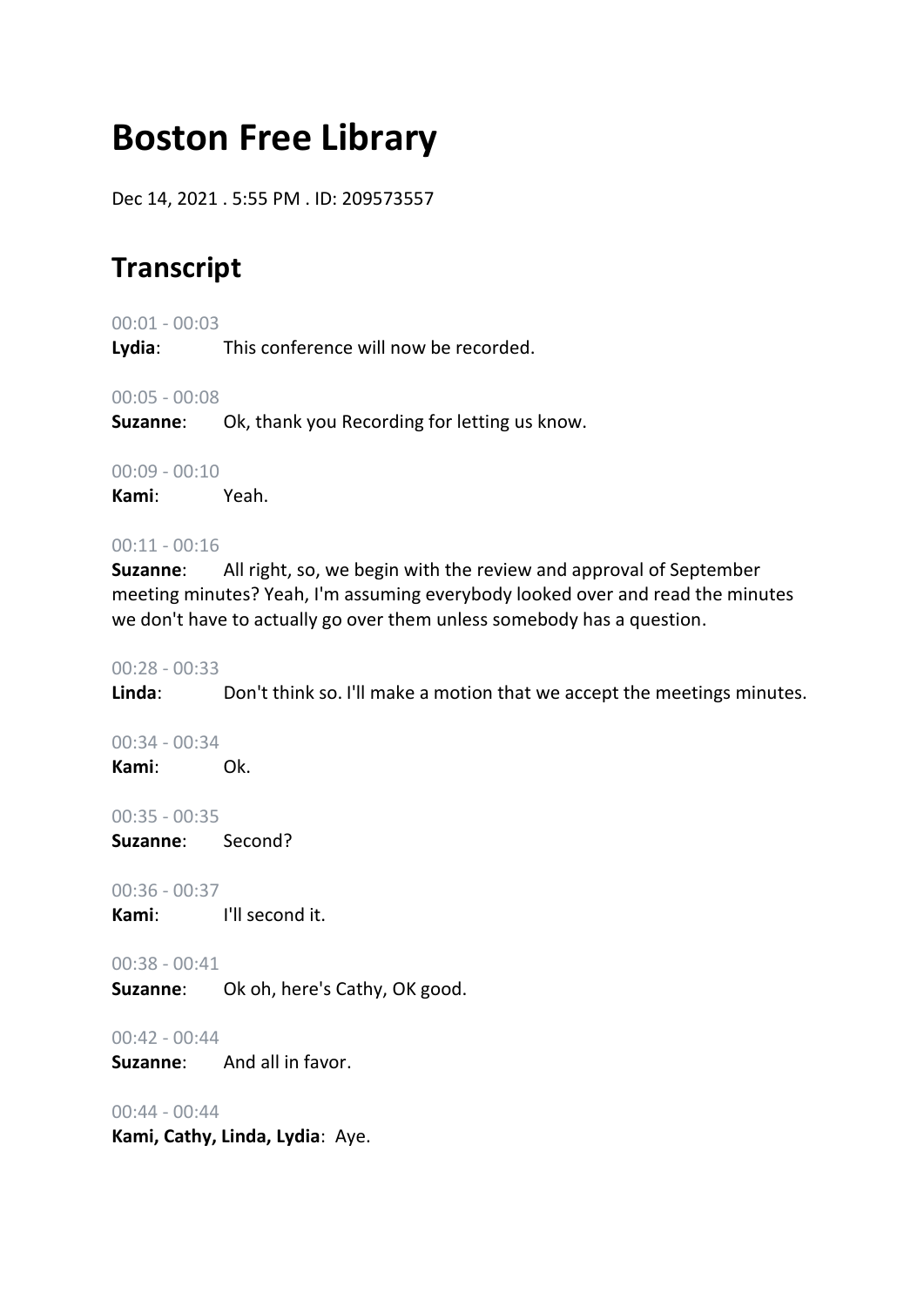# Boston Free Library

Dec 14, 2021 . 5:55 PM . ID: 209573557

## Transcript

00:01 - 00:03
**Lydia**: This conference will now be recorded.

00:05 - 00:08
**Suzanne**: Ok, thank you Recording for letting us know.

00:09 - 00:10
**Kami**: Yeah.

00:11 - 00:16
**Suzanne**: All right, so, we begin with the review and approval of September meeting minutes? Yeah, I'm assuming everybody looked over and read the minutes we don't have to actually go over them unless somebody has a question.

00:28 - 00:33
**Linda**: Don't think so. I'll make a motion that we accept the meetings minutes.

00:34 - 00:34
**Kami**: Ok.

00:35 - 00:35
**Suzanne**: Second?

00:36 - 00:37
**Kami**: I'll second it.

00:38 - 00:41
**Suzanne**: Ok oh, here's Cathy, OK good.

00:42 - 00:44
**Suzanne**: And all in favor.

00:44 - 00:44
**Kami, Cathy, Linda, Lydia**: Aye.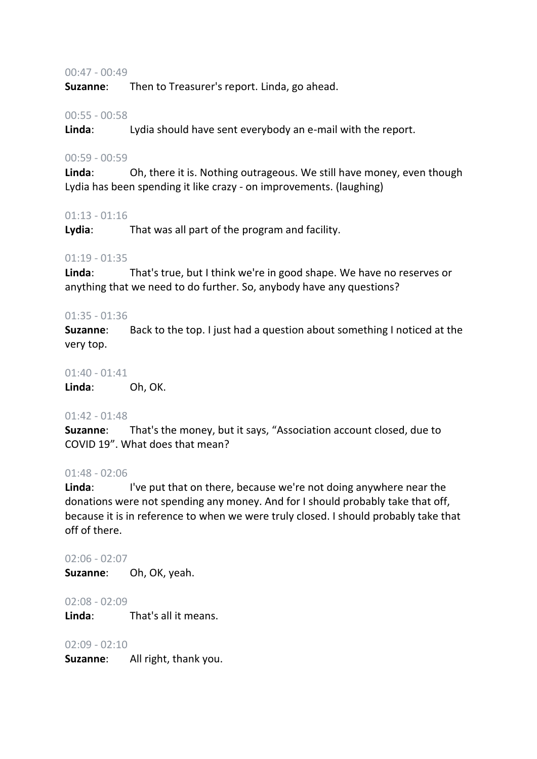00:47 - 00:49

**Suzanne**: Then to Treasurer's report. Linda, go ahead.

00:55 - 00:58

**Linda**: Lydia should have sent everybody an e-mail with the report.

00:59 - 00:59

**Linda**: Oh, there it is. Nothing outrageous. We still have money, even though Lydia has been spending it like crazy - on improvements. (laughing)

01:13 - 01:16

**Lydia**: That was all part of the program and facility.

01:19 - 01:35

**Linda**: That's true, but I think we're in good shape. We have no reserves or anything that we need to do further. So, anybody have any questions?

01:35 - 01:36

**Suzanne**: Back to the top. I just had a question about something I noticed at the very top.

01:40 - 01:41

**Linda**: Oh, OK.

01:42 - 01:48

**Suzanne**: That's the money, but it says, "Association account closed, due to COVID 19". What does that mean?

01:48 - 02:06

**Linda**: I've put that on there, because we're not doing anywhere near the donations were not spending any money. And for I should probably take that off, because it is in reference to when we were truly closed. I should probably take that off of there.

02:06 - 02:07

**Suzanne**: Oh, OK, yeah.

02:08 - 02:09

**Linda**: That's all it means.

02:09 - 02:10

**Suzanne**: All right, thank you.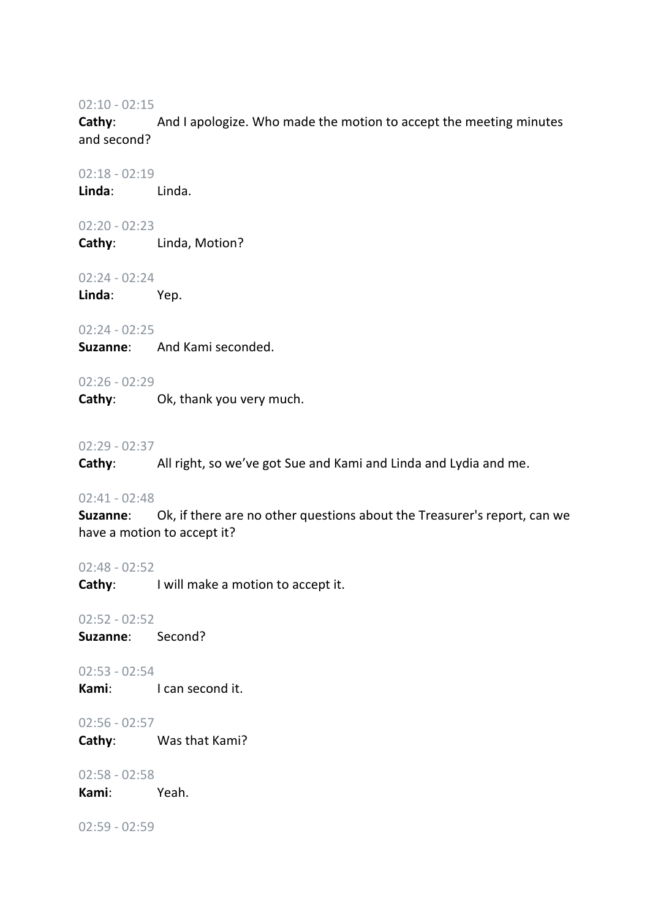02:10 - 02:15

**Cathy**: And I apologize. Who made the motion to accept the meeting minutes and second?

02:18 - 02:19

**Linda**: Linda.

02:20 - 02:23

**Cathy**: Linda, Motion?

02:24 - 02:24

**Linda**: Yep.

02:24 - 02:25

**Suzanne**: And Kami seconded.

02:26 - 02:29

**Cathy**: Ok, thank you very much.

02:29 - 02:37

**Cathy**: All right, so we've got Sue and Kami and Linda and Lydia and me.

02:41 - 02:48

**Suzanne**: Ok, if there are no other questions about the Treasurer's report, can we have a motion to accept it?

02:48 - 02:52

**Cathy**: I will make a motion to accept it.

02:52 - 02:52

**Suzanne**: Second?

02:53 - 02:54

**Kami**: I can second it.

02:56 - 02:57

**Cathy**: Was that Kami?

02:58 - 02:58

**Kami**: Yeah.

02:59 - 02:59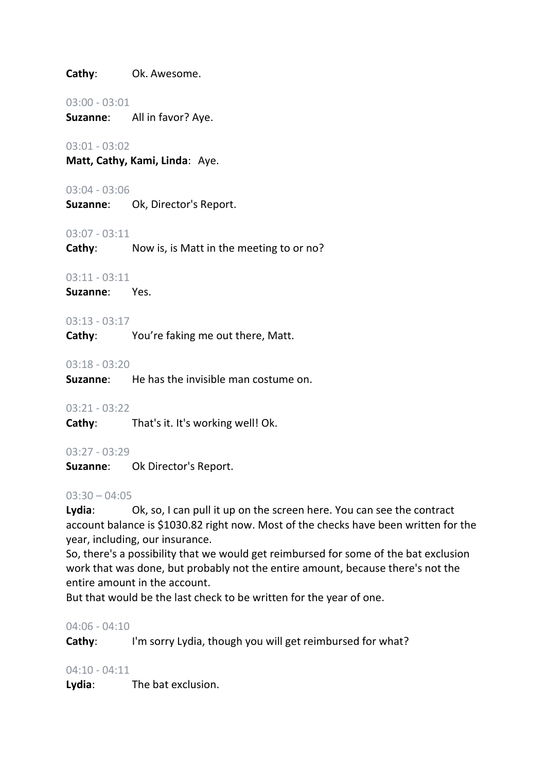**Cathy**: Ok. Awesome.

03:00 - 03:01
**Suzanne**: All in favor? Aye.

03:01 - 03:02
**Matt, Cathy, Kami, Linda**: Aye.

03:04 - 03:06
**Suzanne**: Ok, Director's Report.

03:07 - 03:11
**Cathy**: Now is, is Matt in the meeting to or no?

03:11 - 03:11
**Suzanne**: Yes.

03:13 - 03:17
**Cathy**: You're faking me out there, Matt.

03:18 - 03:20
**Suzanne**: He has the invisible man costume on.

03:21 - 03:22
**Cathy**: That's it. It's working well! Ok.

03:27 - 03:29
**Suzanne**: Ok Director's Report.

03:30 – 04:05
**Lydia**: Ok, so, I can pull it up on the screen here. You can see the contract account balance is $1030.82 right now. Most of the checks have been written for the year, including, our insurance.
So, there's a possibility that we would get reimbursed for some of the bat exclusion work that was done, but probably not the entire amount, because there's not the entire amount in the account.
But that would be the last check to be written for the year of one.

04:06 - 04:10
**Cathy**: I'm sorry Lydia, though you will get reimbursed for what?

04:10 - 04:11
**Lydia**: The bat exclusion.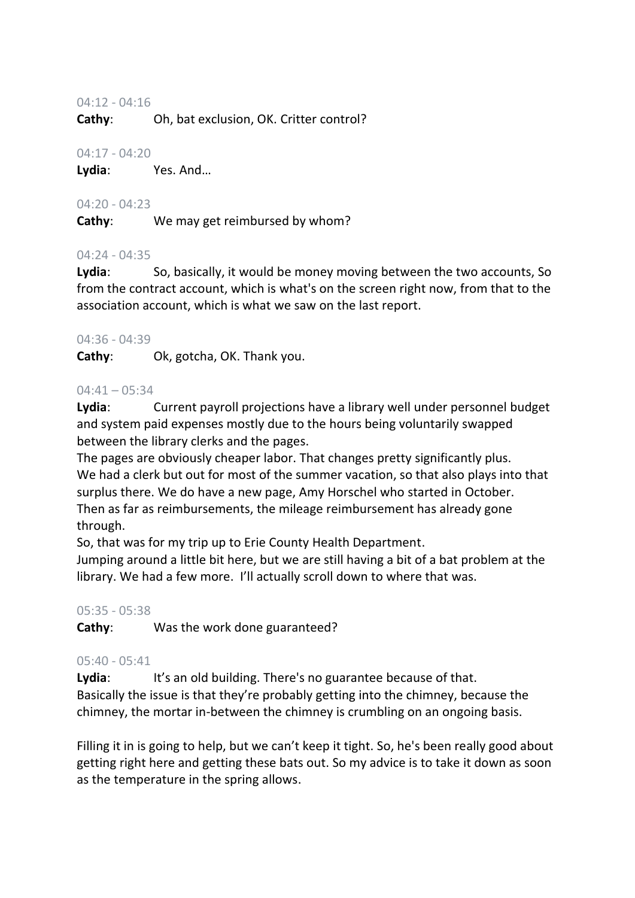04:12 - 04:16

**Cathy**: Oh, bat exclusion, OK. Critter control?

04:17 - 04:20

**Lydia**: Yes. And…

04:20 - 04:23

**Cathy**: We may get reimbursed by whom?

04:24 - 04:35

**Lydia**: So, basically, it would be money moving between the two accounts, So from the contract account, which is what's on the screen right now, from that to the association account, which is what we saw on the last report.

04:36 - 04:39

**Cathy**: Ok, gotcha, OK. Thank you.

04:41 – 05:34

**Lydia**: Current payroll projections have a library well under personnel budget and system paid expenses mostly due to the hours being voluntarily swapped between the library clerks and the pages.

The pages are obviously cheaper labor. That changes pretty significantly plus. We had a clerk but out for most of the summer vacation, so that also plays into that surplus there. We do have a new page, Amy Horschel who started in October.

Then as far as reimbursements, the mileage reimbursement has already gone through.

So, that was for my trip up to Erie County Health Department.

Jumping around a little bit here, but we are still having a bit of a bat problem at the library. We had a few more. I'll actually scroll down to where that was.

05:35 - 05:38

**Cathy**: Was the work done guaranteed?

05:40 - 05:41

**Lydia**: It's an old building. There's no guarantee because of that. Basically the issue is that they're probably getting into the chimney, because the chimney, the mortar in-between the chimney is crumbling on an ongoing basis.

Filling it in is going to help, but we can't keep it tight. So, he's been really good about getting right here and getting these bats out. So my advice is to take it down as soon as the temperature in the spring allows.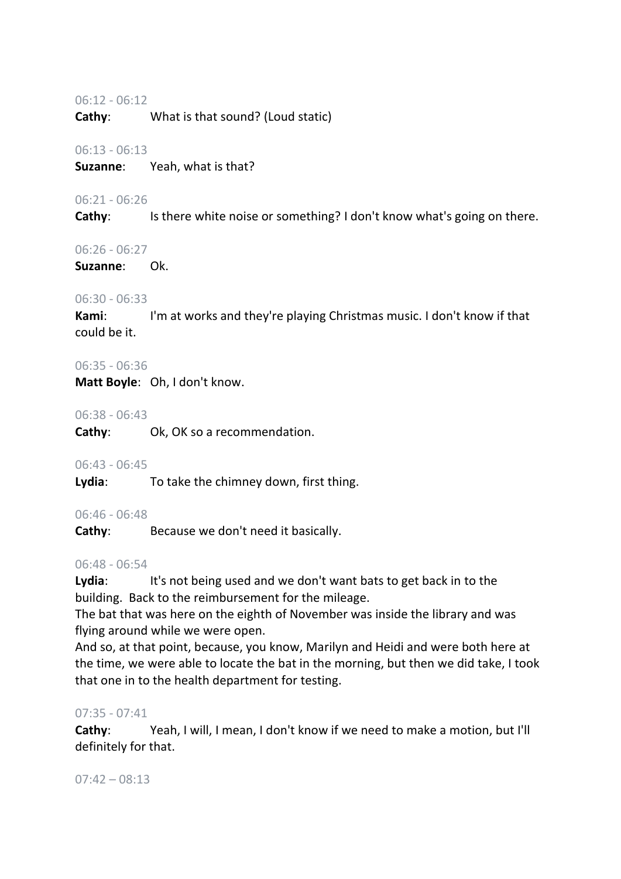06:12 - 06:12

**Cathy**: What is that sound? (Loud static)

06:13 - 06:13

**Suzanne**: Yeah, what is that?

06:21 - 06:26

**Cathy**: Is there white noise or something? I don't know what's going on there.

06:26 - 06:27

**Suzanne**: Ok.

06:30 - 06:33

**Kami**: I'm at works and they're playing Christmas music. I don't know if that could be it.

06:35 - 06:36

**Matt Boyle**: Oh, I don't know.

06:38 - 06:43

**Cathy**: Ok, OK so a recommendation.

06:43 - 06:45

**Lydia**: To take the chimney down, first thing.

06:46 - 06:48

**Cathy**: Because we don't need it basically.

06:48 - 06:54

**Lydia**: It's not being used and we don't want bats to get back in to the building. Back to the reimbursement for the mileage.
The bat that was here on the eighth of November was inside the library and was flying around while we were open.
And so, at that point, because, you know, Marilyn and Heidi and were both here at the time, we were able to locate the bat in the morning, but then we did take, I took that one in to the health department for testing.

07:35 - 07:41

**Cathy**: Yeah, I will, I mean, I don't know if we need to make a motion, but I'll definitely for that.

07:42 – 08:13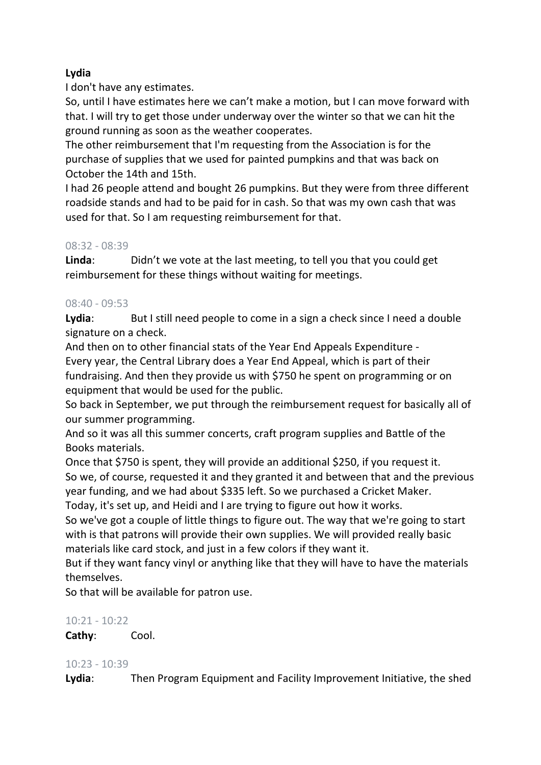**Lydia**

I don't have any estimates.

So, until I have estimates here we can't make a motion, but I can move forward with that. I will try to get those under underway over the winter so that we can hit the ground running as soon as the weather cooperates.

The other reimbursement that I'm requesting from the Association is for the purchase of supplies that we used for painted pumpkins and that was back on October the 14th and 15th.

I had 26 people attend and bought 26 pumpkins. But they were from three different roadside stands and had to be paid for in cash. So that was my own cash that was used for that. So I am requesting reimbursement for that.

08:32 - 08:39

**Linda**: Didn't we vote at the last meeting, to tell you that you could get reimbursement for these things without waiting for meetings.

08:40 - 09:53

**Lydia**: But I still need people to come in a sign a check since I need a double signature on a check.

And then on to other financial stats of the Year End Appeals Expenditure - Every year, the Central Library does a Year End Appeal, which is part of their fundraising. And then they provide us with $750 he spent on programming or on equipment that would be used for the public.

So back in September, we put through the reimbursement request for basically all of our summer programming.

And so it was all this summer concerts, craft program supplies and Battle of the Books materials.

Once that $750 is spent, they will provide an additional $250, if you request it.

So we, of course, requested it and they granted it and between that and the previous year funding, and we had about $335 left. So we purchased a Cricket Maker.

Today, it's set up, and Heidi and I are trying to figure out how it works.

So we've got a couple of little things to figure out. The way that we're going to start with is that patrons will provide their own supplies. We will provided really basic materials like card stock, and just in a few colors if they want it.

But if they want fancy vinyl or anything like that they will have to have the materials themselves.

So that will be available for patron use.

10:21 - 10:22

**Cathy**: Cool.

10:23 - 10:39

**Lydia**: Then Program Equipment and Facility Improvement Initiative, the shed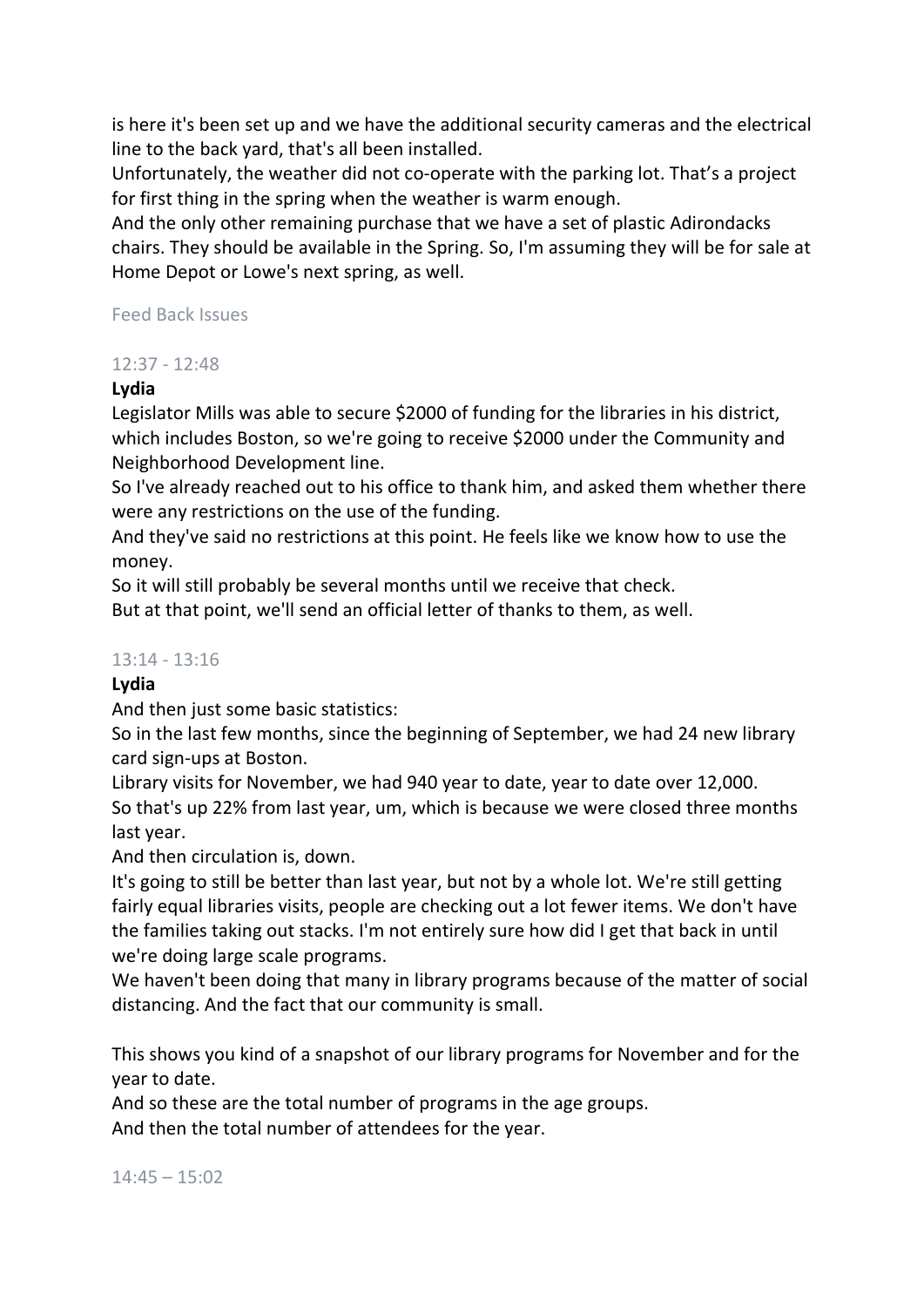is here it's been set up and we have the additional security cameras and the electrical line to the back yard, that's all been installed.

Unfortunately, the weather did not co-operate with the parking lot. That's a project for first thing in the spring when the weather is warm enough.

And the only other remaining purchase that we have a set of plastic Adirondacks chairs. They should be available in the Spring. So, I'm assuming they will be for sale at Home Depot or Lowe's next spring, as well.

Feed Back Issues

12:37 - 12:48

**Lydia**

Legislator Mills was able to secure $2000 of funding for the libraries in his district, which includes Boston, so we're going to receive $2000 under the Community and Neighborhood Development line.

So I've already reached out to his office to thank him, and asked them whether there were any restrictions on the use of the funding.

And they've said no restrictions at this point. He feels like we know how to use the money.

So it will still probably be several months until we receive that check.

But at that point, we'll send an official letter of thanks to them, as well.

13:14 - 13:16

**Lydia**

And then just some basic statistics:

So in the last few months, since the beginning of September, we had 24 new library card sign-ups at Boston.

Library visits for November, we had 940 year to date, year to date over 12,000.

So that's up 22% from last year, um, which is because we were closed three months last year.

And then circulation is, down.

It's going to still be better than last year, but not by a whole lot. We're still getting fairly equal libraries visits, people are checking out a lot fewer items. We don't have the families taking out stacks. I'm not entirely sure how did I get that back in until we're doing large scale programs.

We haven't been doing that many in library programs because of the matter of social distancing. And the fact that our community is small.

This shows you kind of a snapshot of our library programs for November and for the year to date.

And so these are the total number of programs in the age groups.

And then the total number of attendees for the year.

14:45 – 15:02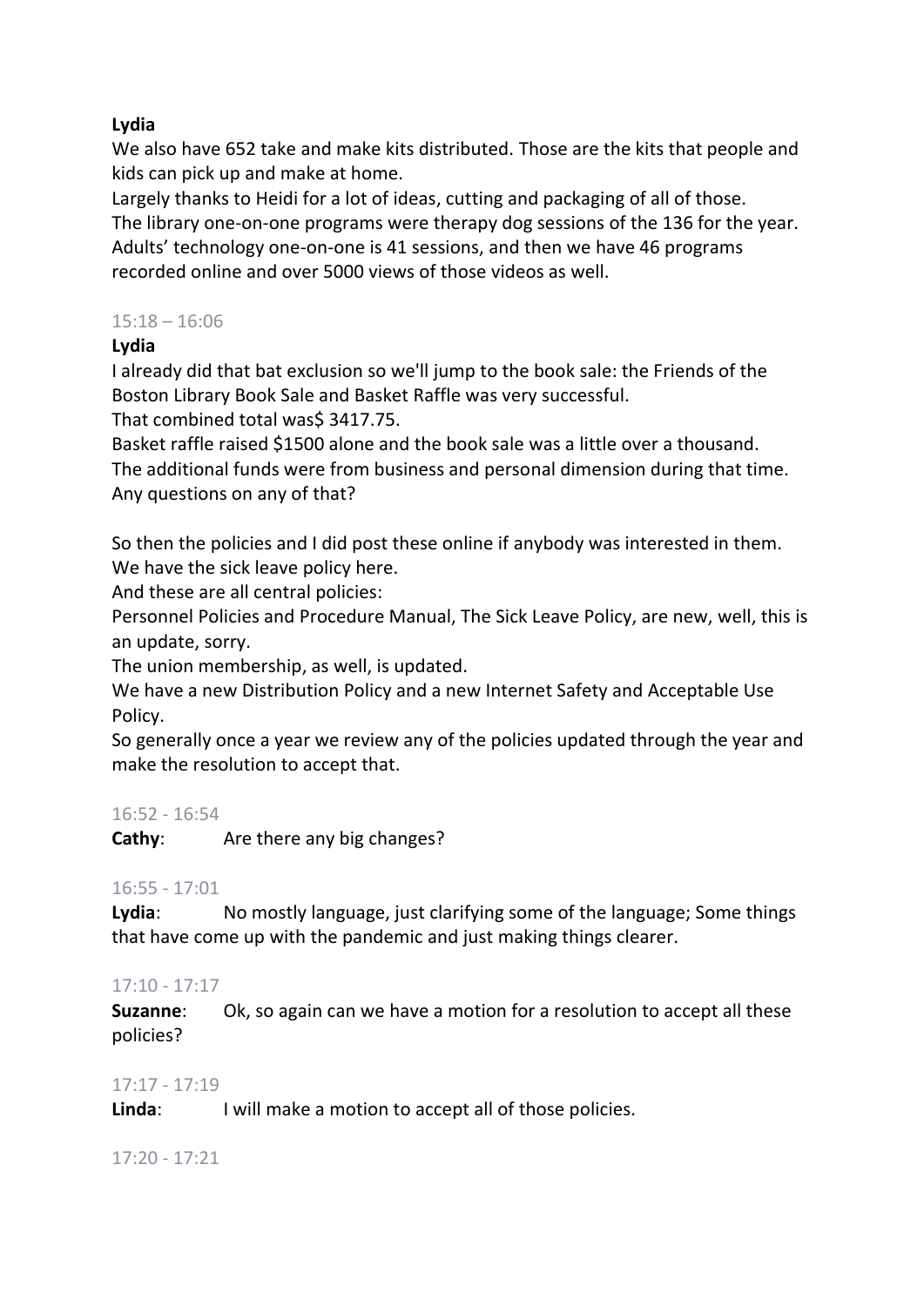**Lydia**

We also have 652 take and make kits distributed. Those are the kits that people and kids can pick up and make at home.

Largely thanks to Heidi for a lot of ideas, cutting and packaging of all of those.

The library one-on-one programs were therapy dog sessions of the 136 for the year.

Adults' technology one-on-one is 41 sessions, and then we have 46 programs recorded online and over 5000 views of those videos as well.

15:18 – 16:06

**Lydia**

I already did that bat exclusion so we'll jump to the book sale: the Friends of the Boston Library Book Sale and Basket Raffle was very successful.

That combined total was$ 3417.75.

Basket raffle raised $1500 alone and the book sale was a little over a thousand.

The additional funds were from business and personal dimension during that time.

Any questions on any of that?

So then the policies and I did post these online if anybody was interested in them.

We have the sick leave policy here.

And these are all central policies:

Personnel Policies and Procedure Manual, The Sick Leave Policy, are new, well, this is an update, sorry.

The union membership, as well, is updated.

We have a new Distribution Policy and a new Internet Safety and Acceptable Use Policy.

So generally once a year we review any of the policies updated through the year and make the resolution to accept that.

16:52 - 16:54

**Cathy**: Are there any big changes?

16:55 - 17:01

**Lydia**: No mostly language, just clarifying some of the language; Some things that have come up with the pandemic and just making things clearer.

17:10 - 17:17

**Suzanne**: Ok, so again can we have a motion for a resolution to accept all these policies?

17:17 - 17:19

**Linda**: I will make a motion to accept all of those policies.

17:20 - 17:21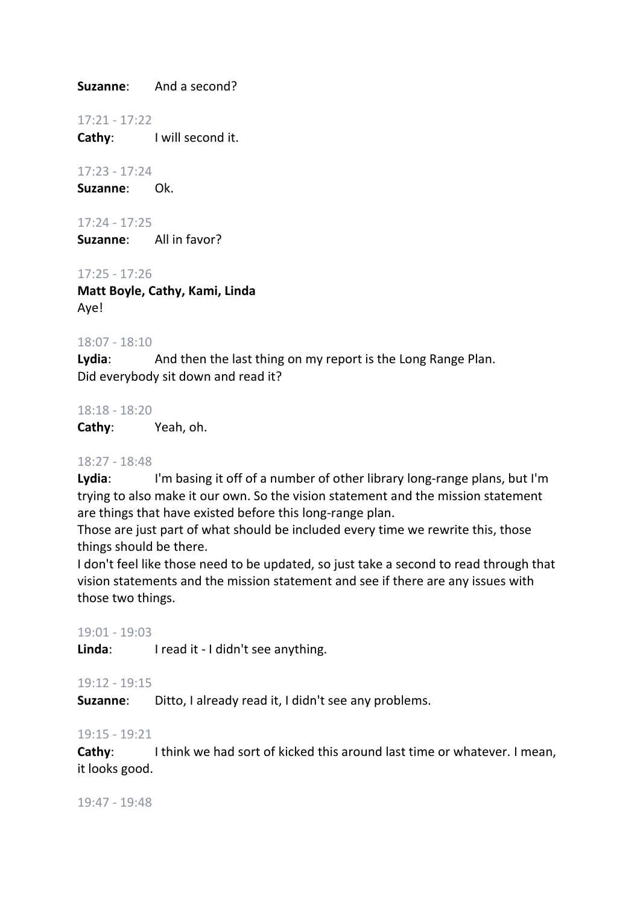**Suzanne**: And a second?

17:21 - 17:22

**Cathy**: I will second it.

17:23 - 17:24

**Suzanne**: Ok.

17:24 - 17:25

**Suzanne**: All in favor?

17:25 - 17:26

**Matt Boyle, Cathy, Kami, Linda**
Aye!

18:07 - 18:10

**Lydia**: And then the last thing on my report is the Long Range Plan.
Did everybody sit down and read it?

18:18 - 18:20

**Cathy**: Yeah, oh.

18:27 - 18:48

**Lydia**: I'm basing it off of a number of other library long-range plans, but I'm trying to also make it our own. So the vision statement and the mission statement are things that have existed before this long-range plan.
Those are just part of what should be included every time we rewrite this, those things should be there.
I don't feel like those need to be updated, so just take a second to read through that vision statements and the mission statement and see if there are any issues with those two things.

19:01 - 19:03

**Linda**: I read it - I didn't see anything.

19:12 - 19:15

**Suzanne**: Ditto, I already read it, I didn't see any problems.

19:15 - 19:21

**Cathy**: I think we had sort of kicked this around last time or whatever. I mean, it looks good.

19:47 - 19:48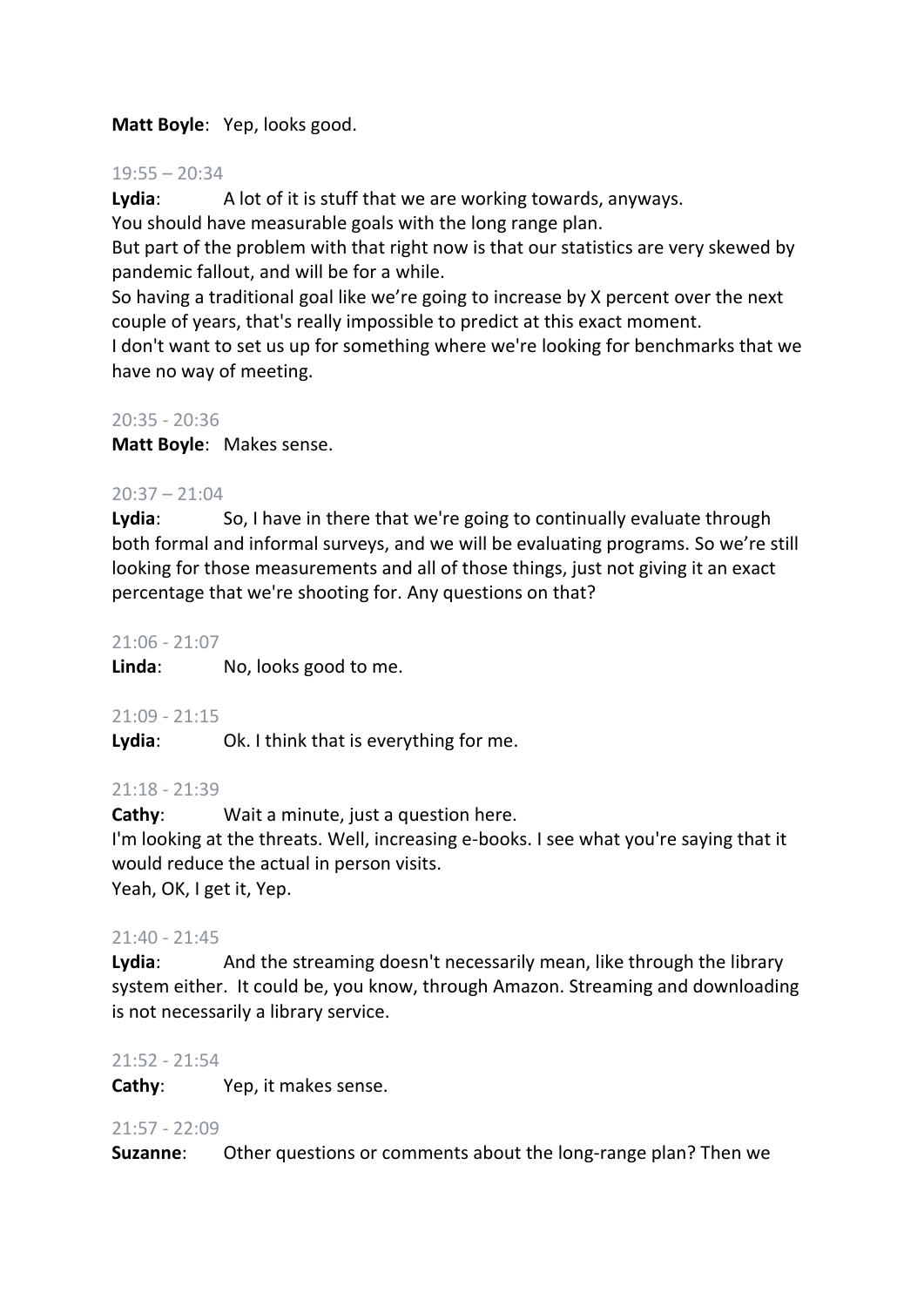**Matt Boyle**: Yep, looks good.

19:55 – 20:34

**Lydia**: A lot of it is stuff that we are working towards, anyways.
You should have measurable goals with the long range plan.
But part of the problem with that right now is that our statistics are very skewed by pandemic fallout, and will be for a while.
So having a traditional goal like we're going to increase by X percent over the next couple of years, that's really impossible to predict at this exact moment.
I don't want to set us up for something where we're looking for benchmarks that we have no way of meeting.

20:35 - 20:36

**Matt Boyle**: Makes sense.

20:37 – 21:04

**Lydia**: So, I have in there that we're going to continually evaluate through both formal and informal surveys, and we will be evaluating programs. So we're still looking for those measurements and all of those things, just not giving it an exact percentage that we're shooting for. Any questions on that?

21:06 - 21:07

**Linda**: No, looks good to me.

21:09 - 21:15

**Lydia**: Ok. I think that is everything for me.

21:18 - 21:39

**Cathy**: Wait a minute, just a question here.
I'm looking at the threats. Well, increasing e-books. I see what you're saying that it would reduce the actual in person visits.
Yeah, OK, I get it, Yep.

21:40 - 21:45

**Lydia**: And the streaming doesn't necessarily mean, like through the library system either. It could be, you know, through Amazon. Streaming and downloading is not necessarily a library service.

21:52 - 21:54

**Cathy**: Yep, it makes sense.

21:57 - 22:09

**Suzanne**: Other questions or comments about the long-range plan? Then we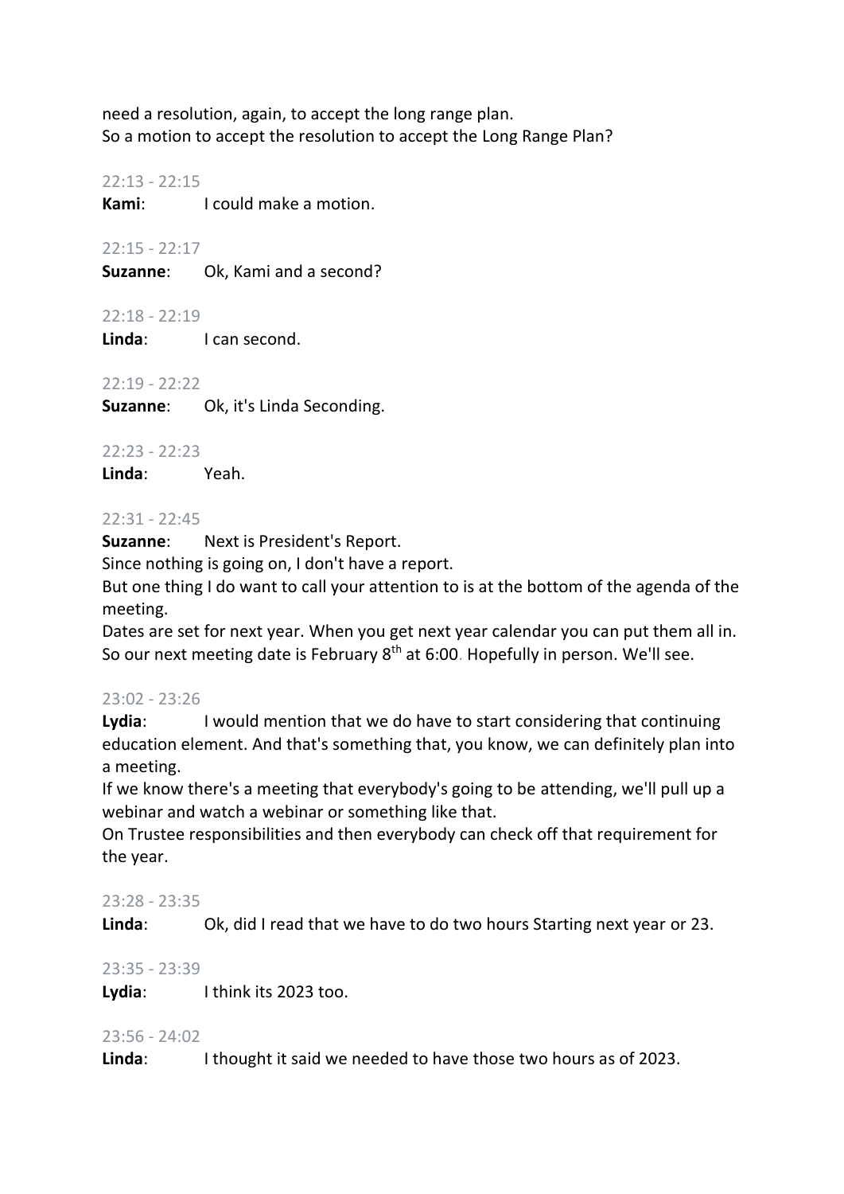need a resolution, again, to accept the long range plan.
So a motion to accept the resolution to accept the Long Range Plan?

22:13 - 22:15
**Kami**: I could make a motion.

22:15 - 22:17
**Suzanne**: Ok, Kami and a second?

22:18 - 22:19
**Linda**: I can second.

22:19 - 22:22
**Suzanne**: Ok, it's Linda Seconding.

22:23 - 22:23
**Linda**: Yeah.

22:31 - 22:45
**Suzanne**: Next is President's Report.
Since nothing is going on, I don't have a report.
But one thing I do want to call your attention to is at the bottom of the agenda of the meeting.
Dates are set for next year. When you get next year calendar you can put them all in.
So our next meeting date is February 8th at 6:00. Hopefully in person. We'll see.

23:02 - 23:26
**Lydia**: I would mention that we do have to start considering that continuing education element. And that's something that, you know, we can definitely plan into a meeting.
If we know there's a meeting that everybody's going to be attending, we'll pull up a webinar and watch a webinar or something like that.
On Trustee responsibilities and then everybody can check off that requirement for the year.

23:28 - 23:35
**Linda**: Ok, did I read that we have to do two hours Starting next year or 23.

23:35 - 23:39
**Lydia**: I think its 2023 too.

23:56 - 24:02
**Linda**: I thought it said we needed to have those two hours as of 2023.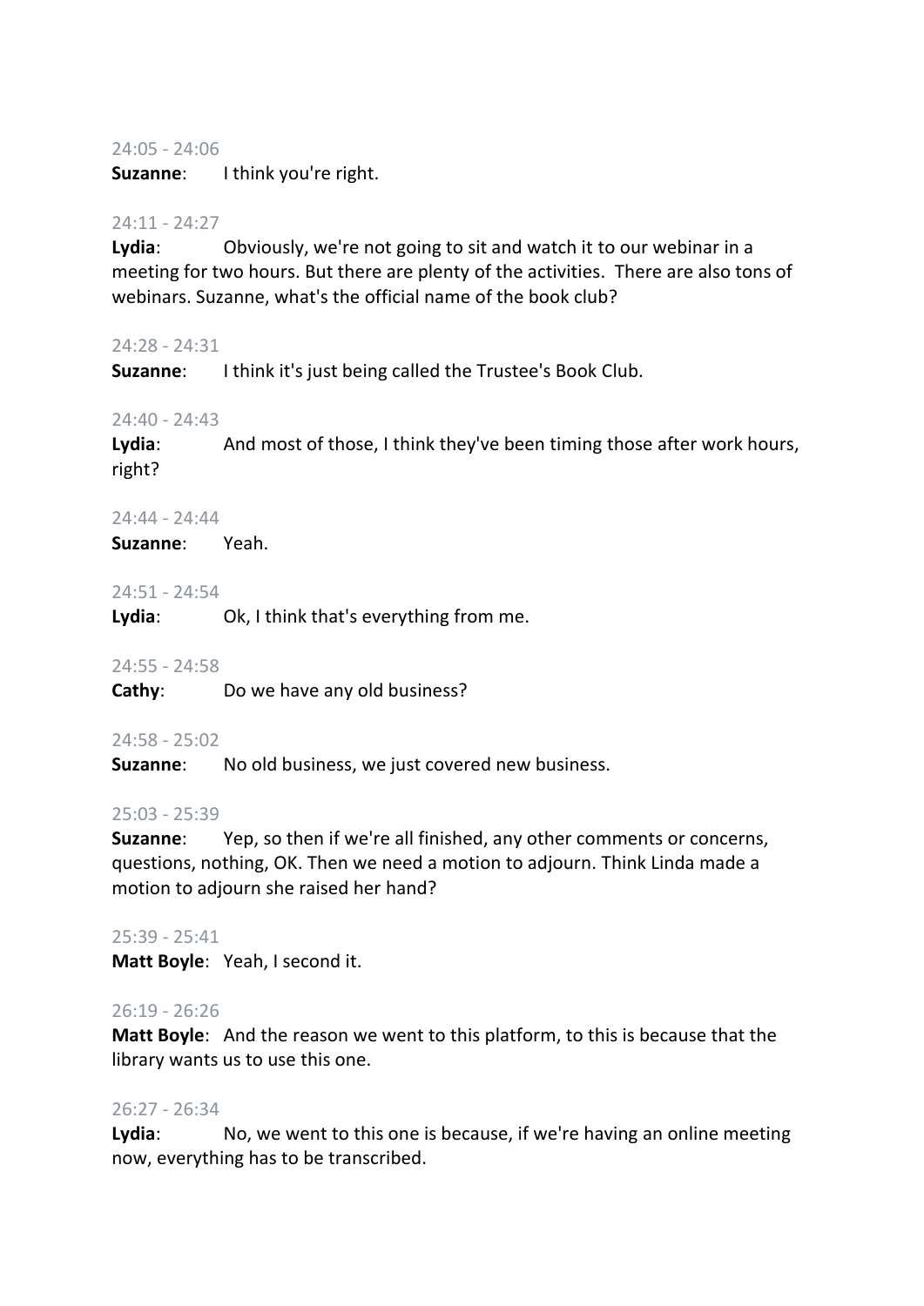24:05 - 24:06

**Suzanne**: I think you're right.

24:11 - 24:27

**Lydia**: Obviously, we're not going to sit and watch it to our webinar in a meeting for two hours. But there are plenty of the activities. There are also tons of webinars. Suzanne, what's the official name of the book club?

24:28 - 24:31

**Suzanne**: I think it's just being called the Trustee's Book Club.

24:40 - 24:43

**Lydia**: And most of those, I think they've been timing those after work hours, right?

24:44 - 24:44

**Suzanne**: Yeah.

24:51 - 24:54

**Lydia**: Ok, I think that's everything from me.

24:55 - 24:58

**Cathy**: Do we have any old business?

24:58 - 25:02

**Suzanne**: No old business, we just covered new business.

25:03 - 25:39

**Suzanne**: Yep, so then if we're all finished, any other comments or concerns, questions, nothing, OK. Then we need a motion to adjourn. Think Linda made a motion to adjourn she raised her hand?

25:39 - 25:41

**Matt Boyle**: Yeah, I second it.

26:19 - 26:26

**Matt Boyle**: And the reason we went to this platform, to this is because that the library wants us to use this one.

26:27 - 26:34

**Lydia**: No, we went to this one is because, if we're having an online meeting now, everything has to be transcribed.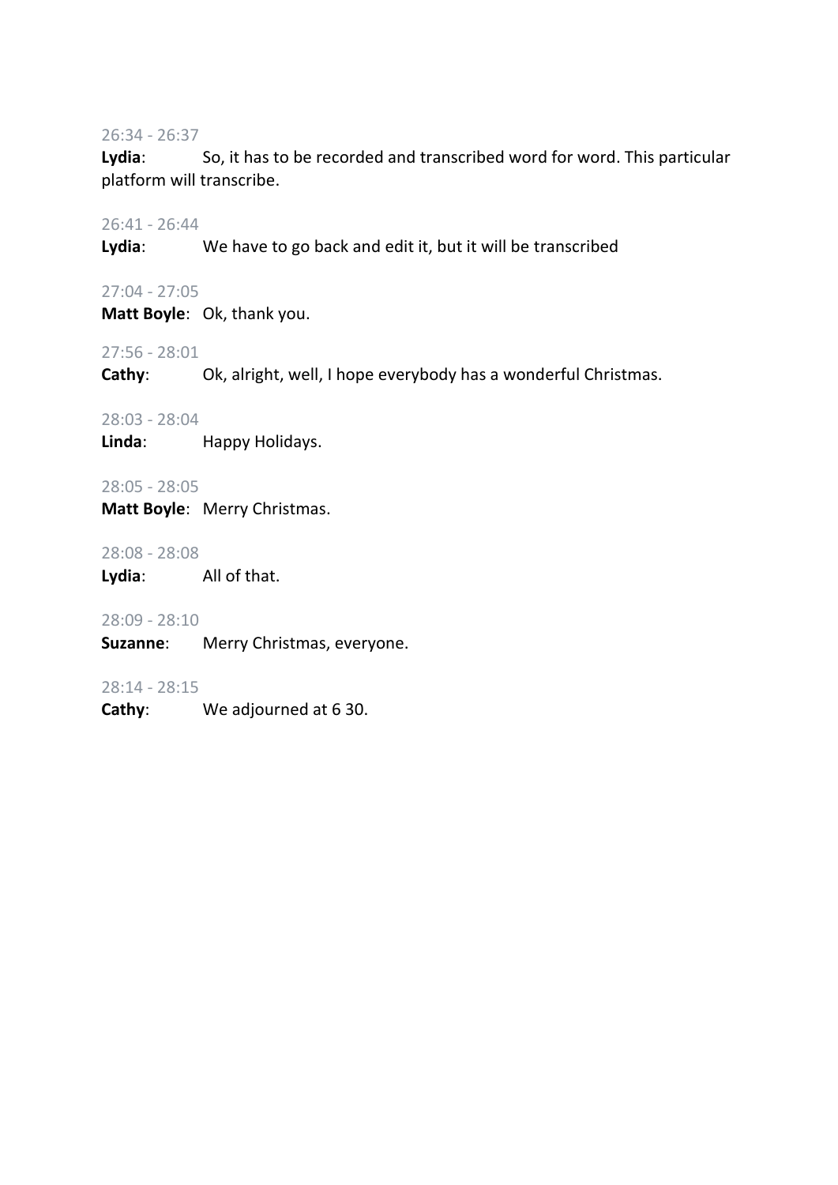26:34 - 26:37

**Lydia**: So, it has to be recorded and transcribed word for word. This particular platform will transcribe.

26:41 - 26:44

**Lydia**: We have to go back and edit it, but it will be transcribed

27:04 - 27:05

**Matt Boyle**: Ok, thank you.

27:56 - 28:01

**Cathy**: Ok, alright, well, I hope everybody has a wonderful Christmas.

28:03 - 28:04

**Linda**: Happy Holidays.

28:05 - 28:05

**Matt Boyle**: Merry Christmas.

28:08 - 28:08

**Lydia**: All of that.

28:09 - 28:10

**Suzanne**: Merry Christmas, everyone.

28:14 - 28:15

**Cathy**: We adjourned at 6 30.